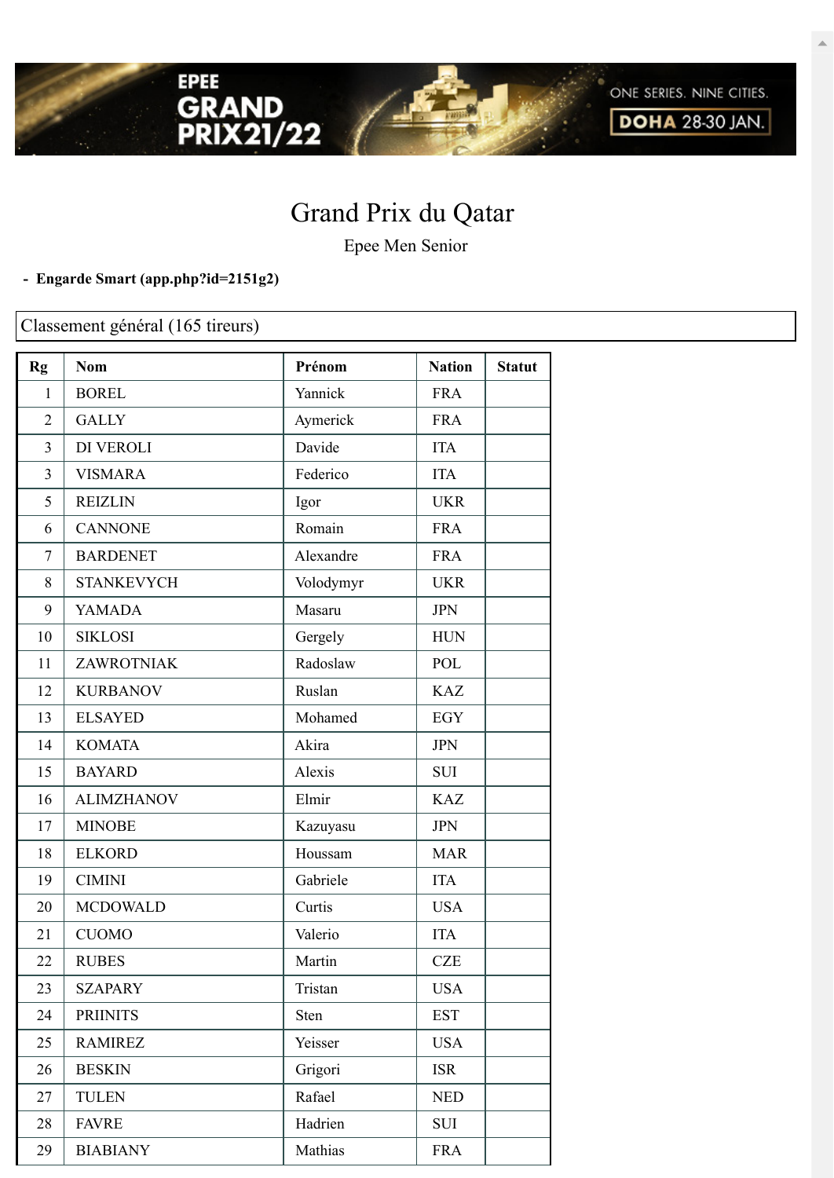# Grand Prix du Qatar

Epee Men Senior

- **Engarde Smart (app.php?id=2151g2)**

## Classement général (165 tireurs)

| Rg | Nom | Prénom | Nation | Statut |
|---|---|---|---|---|
| 1 | BOREL | Yannick | FRA | |
| 2 | GALLY | Aymerick | FRA | |
| 3 | DI VEROLI | Davide | ITA | |
| 3 | VISMARA | Federico | ITA | |
| 5 | REIZLIN | Igor | UKR | |
| 6 | CANNONE | Romain | FRA | |
| 7 | BARDENET | Alexandre | FRA | |
| 8 | STANKEVYCH | Volodymyr | UKR | |
| 9 | YAMADA | Masaru | JPN | |
| 10 | SIKLOSI | Gergely | HUN | |
| 11 | ZAWROTNIAK | Radoslaw | POL | |
| 12 | KURBANOV | Ruslan | KAZ | |
| 13 | ELSAYED | Mohamed | EGY | |
| 14 | KOMATA | Akira | JPN | |
| 15 | BAYARD | Alexis | SUI | |
| 16 | ALIMZHANOV | Elmir | KAZ | |
| 17 | MINOBE | Kazuyasu | JPN | |
| 18 | ELKORD | Houssam | MAR | |
| 19 | CIMINI | Gabriele | ITA | |
| 20 | MCDOWALD | Curtis | USA | |
| 21 | CUOMO | Valerio | ITA | |
| 22 | RUBES | Martin | CZE | |
| 23 | SZAPARY | Tristan | USA | |
| 24 | PRIINITS | Sten | EST | |
| 25 | RAMIREZ | Yeisser | USA | |
| 26 | BESKIN | Grigori | ISR | |
| 27 | TULEN | Rafael | NED | |
| 28 | FAVRE | Hadrien | SUI | |
| 29 | BIABIANY | Mathias | FRA | |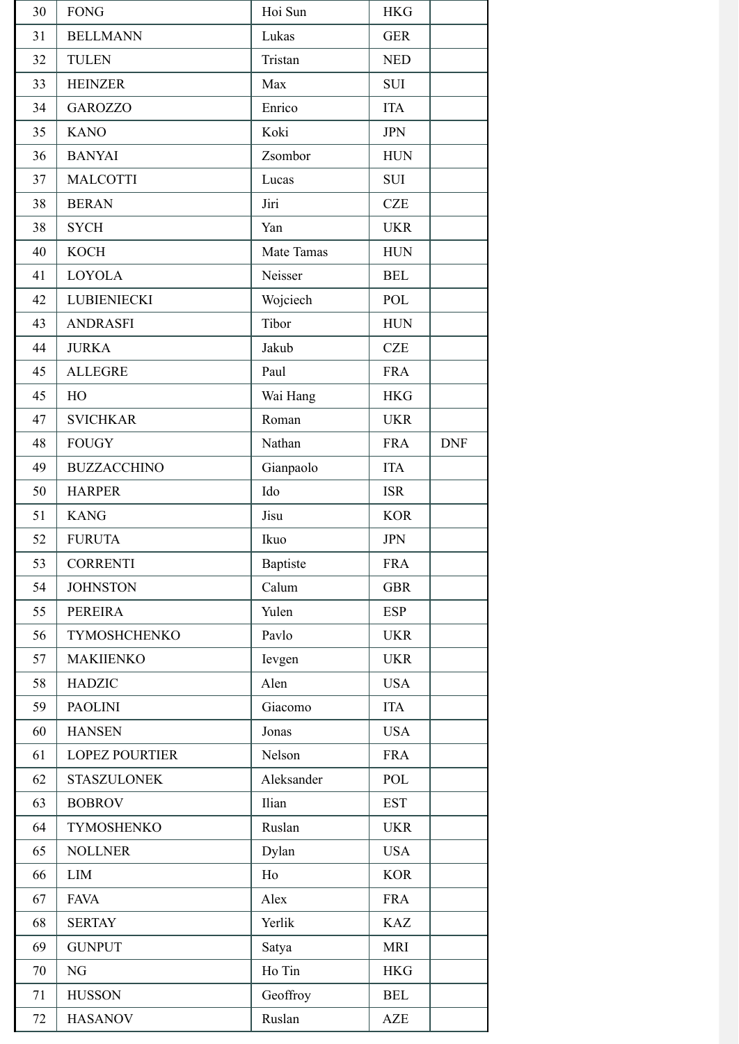| | | | | |
|---|---|---|---|---|
| 30 | FONG | Hoi Sun | HKG | |
| 31 | BELLMANN | Lukas | GER | |
| 32 | TULEN | Tristan | NED | |
| 33 | HEINZER | Max | SUI | |
| 34 | GAROZZO | Enrico | ITA | |
| 35 | KANO | Koki | JPN | |
| 36 | BANYAI | Zsombor | HUN | |
| 37 | MALCOTTI | Lucas | SUI | |
| 38 | BERAN | Jiri | CZE | |
| 38 | SYCH | Yan | UKR | |
| 40 | KOCH | Mate Tamas | HUN | |
| 41 | LOYOLA | Neisser | BEL | |
| 42 | LUBIENIECKI | Wojciech | POL | |
| 43 | ANDRASFI | Tibor | HUN | |
| 44 | JURKA | Jakub | CZE | |
| 45 | ALLEGRE | Paul | FRA | |
| 45 | HO | Wai Hang | HKG | |
| 47 | SVICHKAR | Roman | UKR | |
| 48 | FOUGY | Nathan | FRA | DNF |
| 49 | BUZZACCHINO | Gianpaolo | ITA | |
| 50 | HARPER | Ido | ISR | |
| 51 | KANG | Jisu | KOR | |
| 52 | FURUTA | Ikuo | JPN | |
| 53 | CORRENTI | Baptiste | FRA | |
| 54 | JOHNSTON | Calum | GBR | |
| 55 | PEREIRA | Yulen | ESP | |
| 56 | TYMOSHCHENKO | Pavlo | UKR | |
| 57 | MAKIIENKO | Ievgen | UKR | |
| 58 | HADZIC | Alen | USA | |
| 59 | PAOLINI | Giacomo | ITA | |
| 60 | HANSEN | Jonas | USA | |
| 61 | LOPEZ POURTIER | Nelson | FRA | |
| 62 | STASZULONEK | Aleksander | POL | |
| 63 | BOBROV | Ilian | EST | |
| 64 | TYMOSHENKO | Ruslan | UKR | |
| 65 | NOLLNER | Dylan | USA | |
| 66 | LIM | Ho | KOR | |
| 67 | FAVA | Alex | FRA | |
| 68 | SERTAY | Yerlik | KAZ | |
| 69 | GUNPUT | Satya | MRI | |
| 70 | NG | Ho Tin | HKG | |
| 71 | HUSSON | Geoffroy | BEL | |
| 72 | HASANOV | Ruslan | AZE | |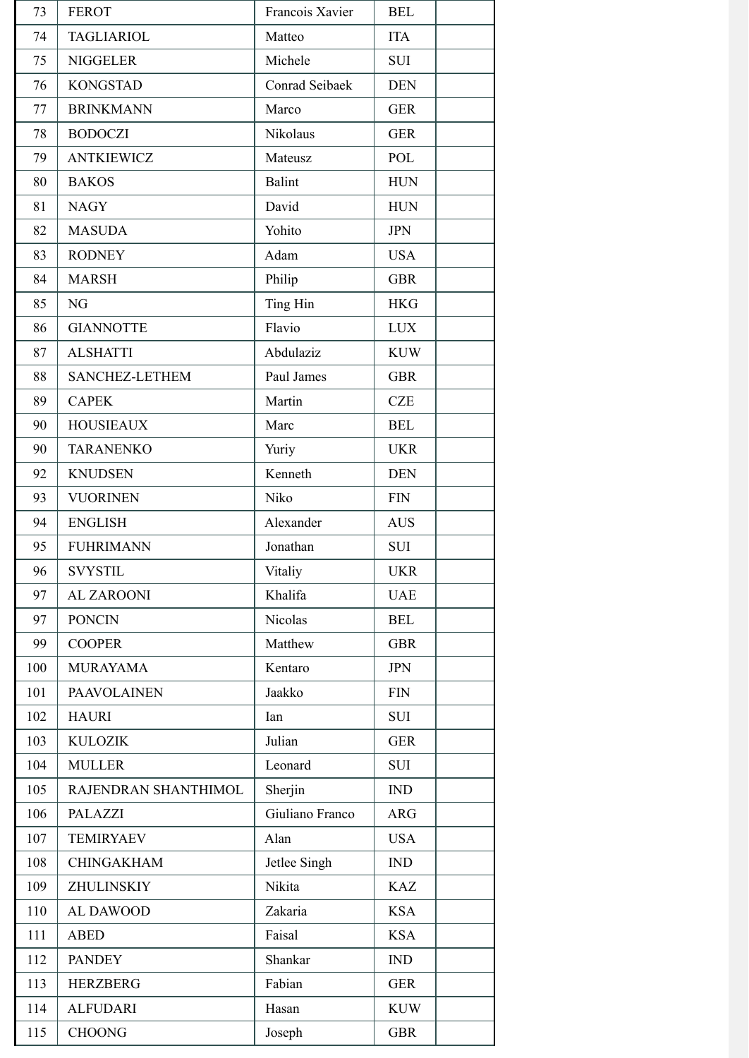| | | | | |
|---|---|---|---|---|
| 73 | FEROT | Francois Xavier | BEL | |
| 74 | TAGLIARIOL | Matteo | ITA | |
| 75 | NIGGELER | Michele | SUI | |
| 76 | KONGSTAD | Conrad Seibaek | DEN | |
| 77 | BRINKMANN | Marco | GER | |
| 78 | BODOCZI | Nikolaus | GER | |
| 79 | ANTKIEWICZ | Mateusz | POL | |
| 80 | BAKOS | Balint | HUN | |
| 81 | NAGY | David | HUN | |
| 82 | MASUDA | Yohito | JPN | |
| 83 | RODNEY | Adam | USA | |
| 84 | MARSH | Philip | GBR | |
| 85 | NG | Ting Hin | HKG | |
| 86 | GIANNOTTE | Flavio | LUX | |
| 87 | ALSHATTI | Abdulaziz | KUW | |
| 88 | SANCHEZ-LETHEM | Paul James | GBR | |
| 89 | CAPEK | Martin | CZE | |
| 90 | HOUSIEAUX | Marc | BEL | |
| 90 | TARANENKO | Yuriy | UKR | |
| 92 | KNUDSEN | Kenneth | DEN | |
| 93 | VUORINEN | Niko | FIN | |
| 94 | ENGLISH | Alexander | AUS | |
| 95 | FUHRIMANN | Jonathan | SUI | |
| 96 | SVYSTIL | Vitaliy | UKR | |
| 97 | AL ZAROONI | Khalifa | UAE | |
| 97 | PONCIN | Nicolas | BEL | |
| 99 | COOPER | Matthew | GBR | |
| 100 | MURAYAMA | Kentaro | JPN | |
| 101 | PAAVOLAINEN | Jaakko | FIN | |
| 102 | HAURI | Ian | SUI | |
| 103 | KULOZIK | Julian | GER | |
| 104 | MULLER | Leonard | SUI | |
| 105 | RAJENDRAN SHANTHIMOL | Sherjin | IND | |
| 106 | PALAZZI | Giuliano Franco | ARG | |
| 107 | TEMIRYAEV | Alan | USA | |
| 108 | CHINGAKHAM | Jetlee Singh | IND | |
| 109 | ZHULINSKIY | Nikita | KAZ | |
| 110 | AL DAWOOD | Zakaria | KSA | |
| 111 | ABED | Faisal | KSA | |
| 112 | PANDEY | Shankar | IND | |
| 113 | HERZBERG | Fabian | GER | |
| 114 | ALFUDARI | Hasan | KUW | |
| 115 | CHOONG | Joseph | GBR | |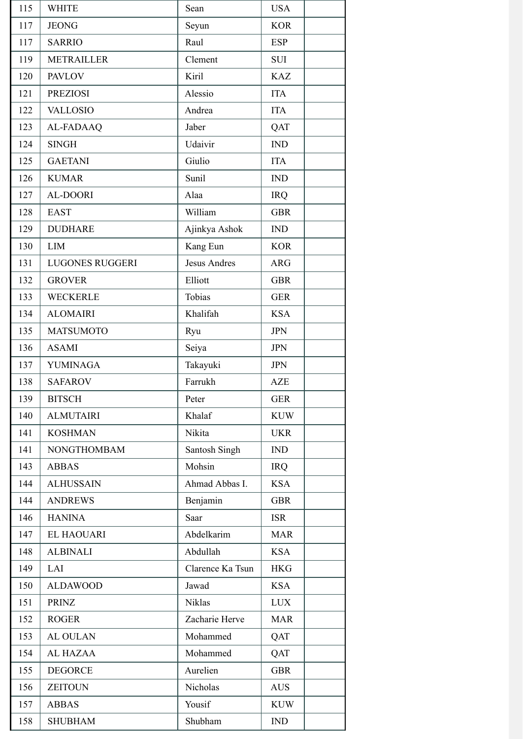| | | | | |
|---|---|---|---|---|
| 115 | WHITE | Sean | USA | |
| 117 | JEONG | Seyun | KOR | |
| 117 | SARRIO | Raul | ESP | |
| 119 | METRAILLER | Clement | SUI | |
| 120 | PAVLOV | Kiril | KAZ | |
| 121 | PREZIOSI | Alessio | ITA | |
| 122 | VALLOSIO | Andrea | ITA | |
| 123 | AL-FADAAQ | Jaber | QAT | |
| 124 | SINGH | Udaivir | IND | |
| 125 | GAETANI | Giulio | ITA | |
| 126 | KUMAR | Sunil | IND | |
| 127 | AL-DOORI | Alaa | IRQ | |
| 128 | EAST | William | GBR | |
| 129 | DUDHARE | Ajinkya Ashok | IND | |
| 130 | LIM | Kang Eun | KOR | |
| 131 | LUGONES RUGGERI | Jesus Andres | ARG | |
| 132 | GROVER | Elliott | GBR | |
| 133 | WECKERLE | Tobias | GER | |
| 134 | ALOMAIRI | Khalifah | KSA | |
| 135 | MATSUMOTO | Ryu | JPN | |
| 136 | ASAMI | Seiya | JPN | |
| 137 | YUMINAGA | Takayuki | JPN | |
| 138 | SAFAROV | Farrukh | AZE | |
| 139 | BITSCH | Peter | GER | |
| 140 | ALMUTAIRI | Khalaf | KUW | |
| 141 | KOSHMAN | Nikita | UKR | |
| 141 | NONGTHOMBAM | Santosh Singh | IND | |
| 143 | ABBAS | Mohsin | IRQ | |
| 144 | ALHUSSAIN | Ahmad Abbas I. | KSA | |
| 144 | ANDREWS | Benjamin | GBR | |
| 146 | HANINA | Saar | ISR | |
| 147 | EL HAOUARI | Abdelkarim | MAR | |
| 148 | ALBINALI | Abdullah | KSA | |
| 149 | LAI | Clarence Ka Tsun | HKG | |
| 150 | ALDAWOOD | Jawad | KSA | |
| 151 | PRINZ | Niklas | LUX | |
| 152 | ROGER | Zacharie Herve | MAR | |
| 153 | AL OULAN | Mohammed | QAT | |
| 154 | AL HAZAA | Mohammed | QAT | |
| 155 | DEGORCE | Aurelien | GBR | |
| 156 | ZEITOUN | Nicholas | AUS | |
| 157 | ABBAS | Yousif | KUW | |
| 158 | SHUBHAM | Shubham | IND | |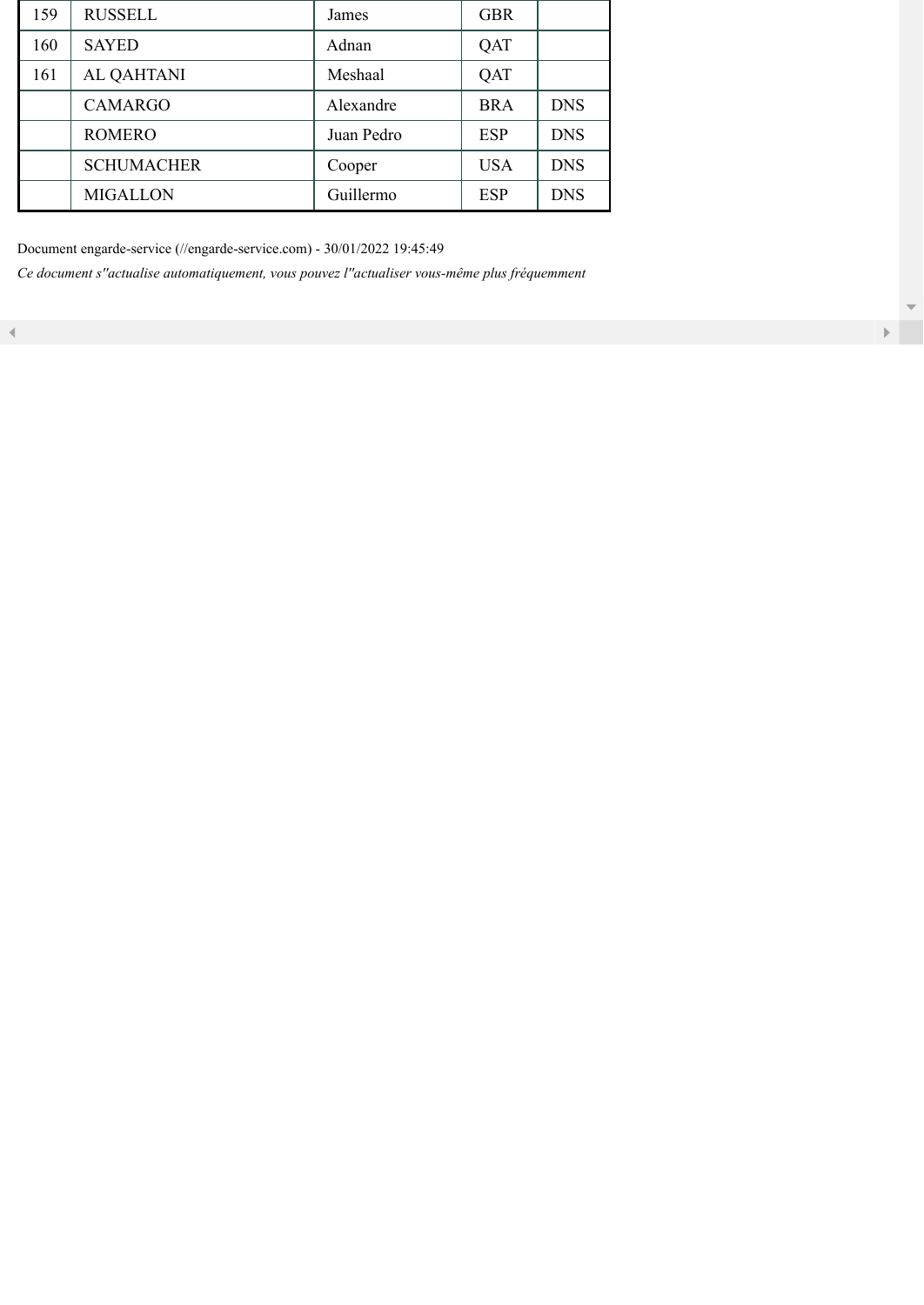| | | | | |
|---|---|---|---|---|
| 159 | RUSSELL | James | GBR | |
| 160 | SAYED | Adnan | QAT | |
| 161 | AL QAHTANI | Meshaal | QAT | |
| | CAMARGO | Alexandre | BRA | DNS |
| | ROMERO | Juan Pedro | ESP | DNS |
| | SCHUMACHER | Cooper | USA | DNS |
| | MIGALLON | Guillermo | ESP | DNS |

Document engarde-service (//engarde-service.com) - 30/01/2022 19:45:49

*Ce document s''actualise automatiquement, vous pouvez l''actualiser vous-même plus fréquemment*